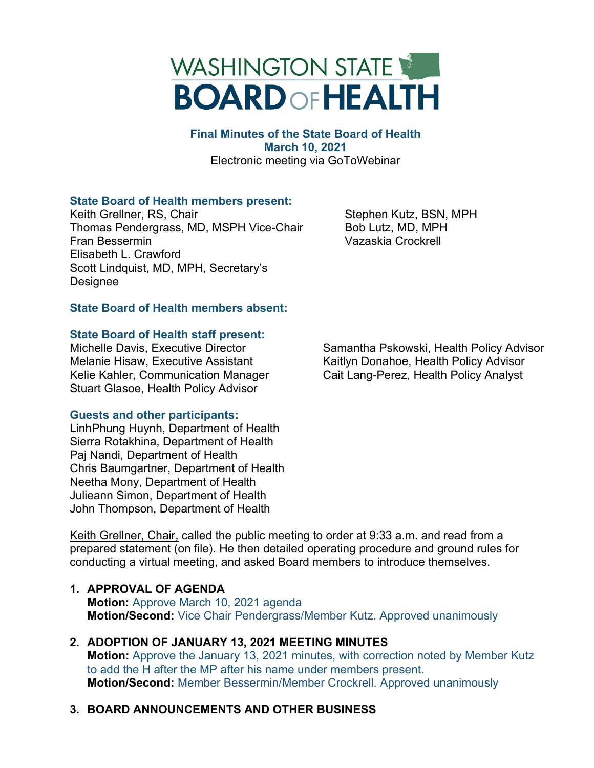# WASHINGTON STATE BOARD OF HEALTH

**Final Minutes of the State Board of Health**
**March 10, 2021**
Electronic meeting via GoToWebinar

### State Board of Health members present:

Keith Grellner, RS, Chair
Thomas Pendergrass, MD, MSPH Vice-Chair
Fran Bessermin
Elisabeth L. Crawford
Scott Lindquist, MD, MPH, Secretary's Designee
Stephen Kutz, BSN, MPH
Bob Lutz, MD, MPH
Vazaskia Crockrell

### State Board of Health members absent:

### State Board of Health staff present:

Michelle Davis, Executive Director
Melanie Hisaw, Executive Assistant
Kelie Kahler, Communication Manager
Stuart Glasoe, Health Policy Advisor
Samantha Pskowski, Health Policy Advisor
Kaitlyn Donahoe, Health Policy Advisor
Cait Lang-Perez, Health Policy Analyst

### Guests and other participants:

LinhPhung Huynh, Department of Health
Sierra Rotakhina, Department of Health
Paj Nandi, Department of Health
Chris Baumgartner, Department of Health
Neetha Mony, Department of Health
Julieann Simon, Department of Health
John Thompson, Department of Health

Keith Grellner, Chair, called the public meeting to order at 9:33 a.m. and read from a prepared statement (on file). He then detailed operating procedure and ground rules for conducting a virtual meeting, and asked Board members to introduce themselves.

1. **APPROVAL OF AGENDA**
   **Motion:** Approve March 10, 2021 agenda
   **Motion/Second:** Vice Chair Pendergrass/Member Kutz. Approved unanimously

2. **ADOPTION OF JANUARY 13, 2021 MEETING MINUTES**
   **Motion:** Approve the January 13, 2021 minutes, with correction noted by Member Kutz to add the H after the MP after his name under members present.
   **Motion/Second:** Member Bessermin/Member Crockrell. Approved unanimously

3. **BOARD ANNOUNCEMENTS AND OTHER BUSINESS**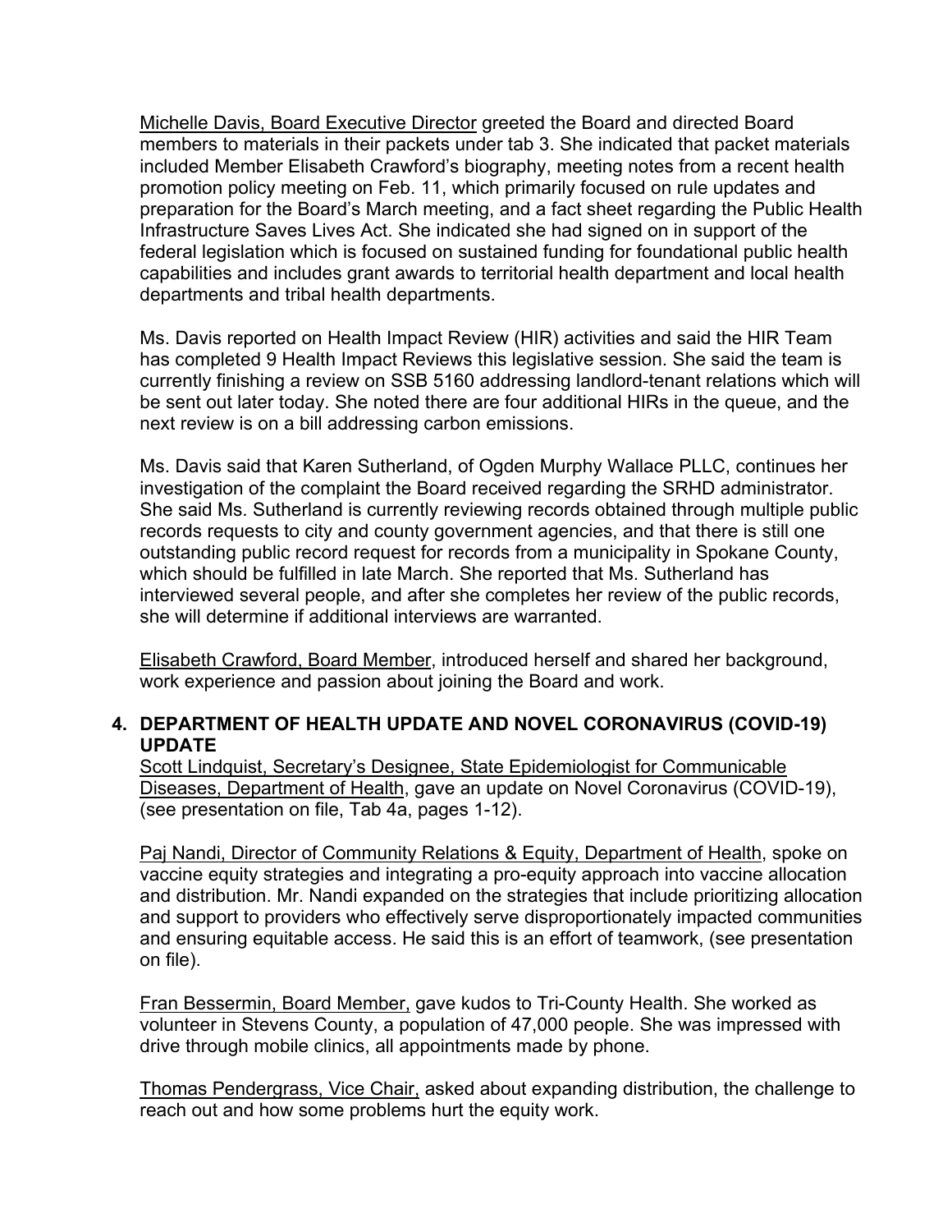Michelle Davis, Board Executive Director greeted the Board and directed Board members to materials in their packets under tab 3. She indicated that packet materials included Member Elisabeth Crawford's biography, meeting notes from a recent health promotion policy meeting on Feb. 11, which primarily focused on rule updates and preparation for the Board's March meeting, and a fact sheet regarding the Public Health Infrastructure Saves Lives Act. She indicated she had signed on in support of the federal legislation which is focused on sustained funding for foundational public health capabilities and includes grant awards to territorial health department and local health departments and tribal health departments.

Ms. Davis reported on Health Impact Review (HIR) activities and said the HIR Team has completed 9 Health Impact Reviews this legislative session. She said the team is currently finishing a review on SSB 5160 addressing landlord-tenant relations which will be sent out later today. She noted there are four additional HIRs in the queue, and the next review is on a bill addressing carbon emissions.

Ms. Davis said that Karen Sutherland, of Ogden Murphy Wallace PLLC, continues her investigation of the complaint the Board received regarding the SRHD administrator. She said Ms. Sutherland is currently reviewing records obtained through multiple public records requests to city and county government agencies, and that there is still one outstanding public record request for records from a municipality in Spokane County, which should be fulfilled in late March. She reported that Ms. Sutherland has interviewed several people, and after she completes her review of the public records, she will determine if additional interviews are warranted.

Elisabeth Crawford, Board Member, introduced herself and shared her background, work experience and passion about joining the Board and work.

## 4. DEPARTMENT OF HEALTH UPDATE AND NOVEL CORONAVIRUS (COVID-19) UPDATE

Scott Lindquist, Secretary's Designee, State Epidemiologist for Communicable Diseases, Department of Health, gave an update on Novel Coronavirus (COVID-19), (see presentation on file, Tab 4a, pages 1-12).

Paj Nandi, Director of Community Relations & Equity, Department of Health, spoke on vaccine equity strategies and integrating a pro-equity approach into vaccine allocation and distribution. Mr. Nandi expanded on the strategies that include prioritizing allocation and support to providers who effectively serve disproportionately impacted communities and ensuring equitable access. He said this is an effort of teamwork, (see presentation on file).

Fran Bessermin, Board Member, gave kudos to Tri-County Health. She worked as volunteer in Stevens County, a population of 47,000 people. She was impressed with drive through mobile clinics, all appointments made by phone.

Thomas Pendergrass, Vice Chair, asked about expanding distribution, the challenge to reach out and how some problems hurt the equity work.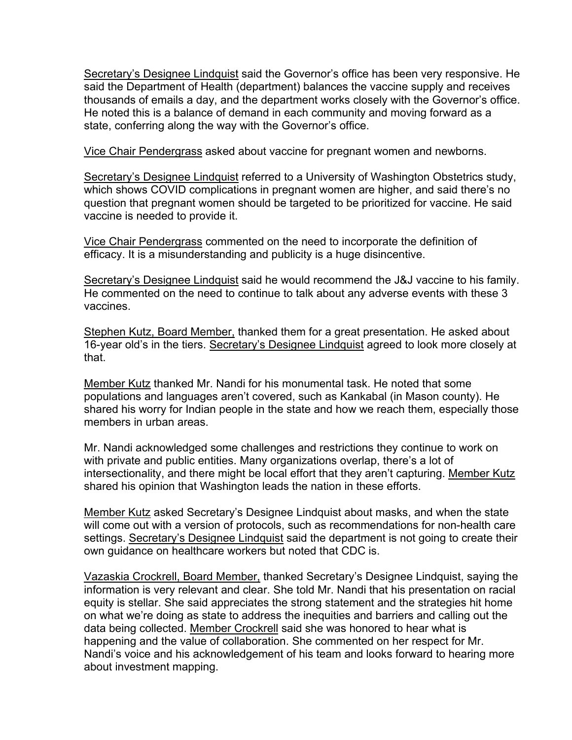Secretary's Designee Lindquist said the Governor's office has been very responsive. He said the Department of Health (department) balances the vaccine supply and receives thousands of emails a day, and the department works closely with the Governor's office. He noted this is a balance of demand in each community and moving forward as a state, conferring along the way with the Governor's office.

Vice Chair Pendergrass asked about vaccine for pregnant women and newborns.

Secretary's Designee Lindquist referred to a University of Washington Obstetrics study, which shows COVID complications in pregnant women are higher, and said there's no question that pregnant women should be targeted to be prioritized for vaccine. He said vaccine is needed to provide it.

Vice Chair Pendergrass commented on the need to incorporate the definition of efficacy. It is a misunderstanding and publicity is a huge disincentive.

Secretary's Designee Lindquist said he would recommend the J&J vaccine to his family. He commented on the need to continue to talk about any adverse events with these 3 vaccines.

Stephen Kutz, Board Member, thanked them for a great presentation. He asked about 16-year old's in the tiers. Secretary's Designee Lindquist agreed to look more closely at that.

Member Kutz thanked Mr. Nandi for his monumental task. He noted that some populations and languages aren't covered, such as Kankabal (in Mason county). He shared his worry for Indian people in the state and how we reach them, especially those members in urban areas.

Mr. Nandi acknowledged some challenges and restrictions they continue to work on with private and public entities. Many organizations overlap, there's a lot of intersectionality, and there might be local effort that they aren't capturing. Member Kutz shared his opinion that Washington leads the nation in these efforts.

Member Kutz asked Secretary's Designee Lindquist about masks, and when the state will come out with a version of protocols, such as recommendations for non-health care settings. Secretary's Designee Lindquist said the department is not going to create their own guidance on healthcare workers but noted that CDC is.

Vazaskia Crockrell, Board Member, thanked Secretary's Designee Lindquist, saying the information is very relevant and clear. She told Mr. Nandi that his presentation on racial equity is stellar. She said appreciates the strong statement and the strategies hit home on what we're doing as state to address the inequities and barriers and calling out the data being collected. Member Crockrell said she was honored to hear what is happening and the value of collaboration. She commented on her respect for Mr. Nandi's voice and his acknowledgement of his team and looks forward to hearing more about investment mapping.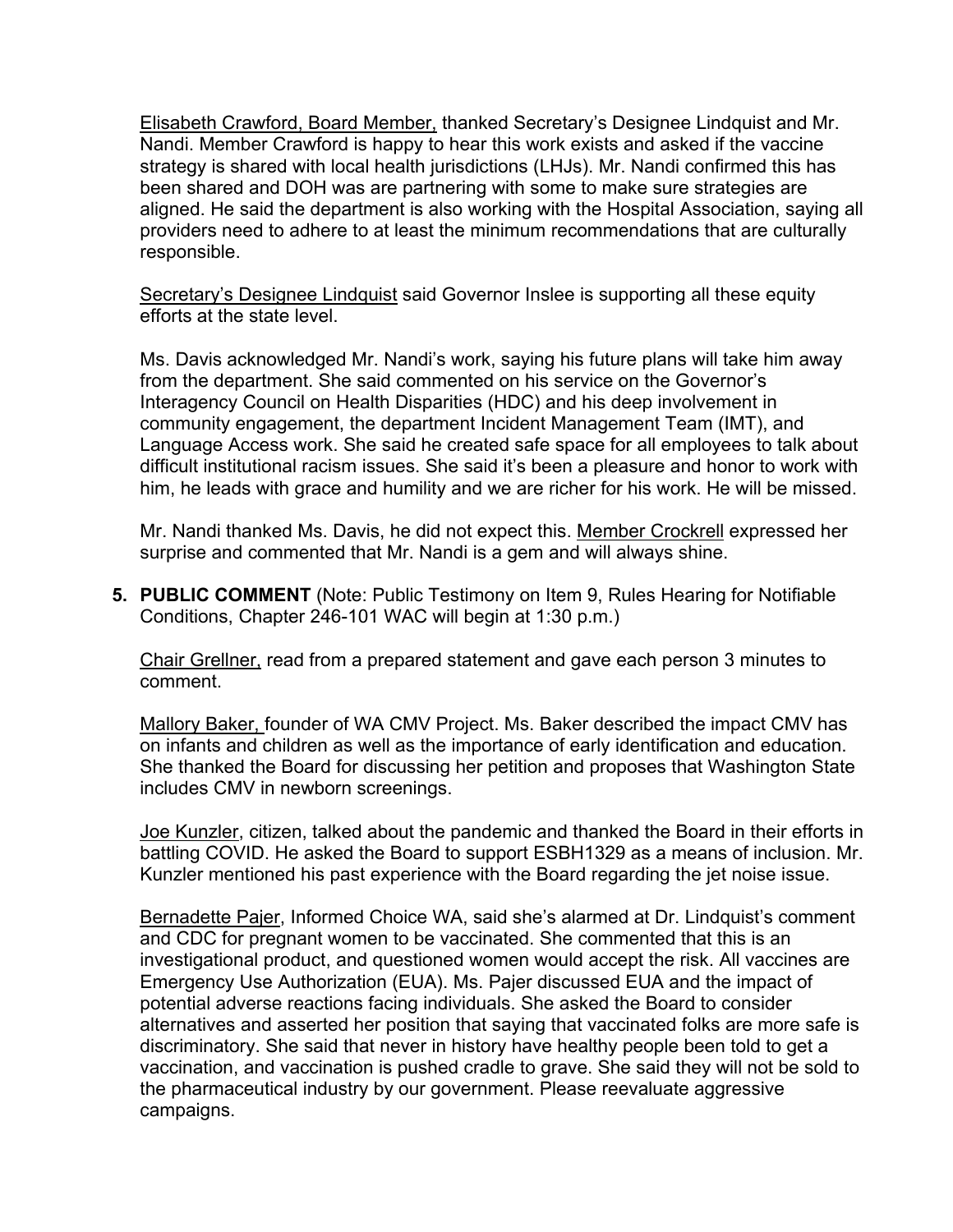Elisabeth Crawford, Board Member, thanked Secretary's Designee Lindquist and Mr. Nandi. Member Crawford is happy to hear this work exists and asked if the vaccine strategy is shared with local health jurisdictions (LHJs). Mr. Nandi confirmed this has been shared and DOH was are partnering with some to make sure strategies are aligned. He said the department is also working with the Hospital Association, saying all providers need to adhere to at least the minimum recommendations that are culturally responsible.

Secretary's Designee Lindquist said Governor Inslee is supporting all these equity efforts at the state level.

Ms. Davis acknowledged Mr. Nandi's work, saying his future plans will take him away from the department. She said commented on his service on the Governor's Interagency Council on Health Disparities (HDC) and his deep involvement in community engagement, the department Incident Management Team (IMT), and Language Access work. She said he created safe space for all employees to talk about difficult institutional racism issues. She said it's been a pleasure and honor to work with him, he leads with grace and humility and we are richer for his work. He will be missed.

Mr. Nandi thanked Ms. Davis, he did not expect this. Member Crockrell expressed her surprise and commented that Mr. Nandi is a gem and will always shine.

**5. PUBLIC COMMENT** (Note: Public Testimony on Item 9, Rules Hearing for Notifiable Conditions, Chapter 246-101 WAC will begin at 1:30 p.m.)

Chair Grellner, read from a prepared statement and gave each person 3 minutes to comment.

Mallory Baker, founder of WA CMV Project. Ms. Baker described the impact CMV has on infants and children as well as the importance of early identification and education. She thanked the Board for discussing her petition and proposes that Washington State includes CMV in newborn screenings.

Joe Kunzler, citizen, talked about the pandemic and thanked the Board in their efforts in battling COVID. He asked the Board to support ESBH1329 as a means of inclusion. Mr. Kunzler mentioned his past experience with the Board regarding the jet noise issue.

Bernadette Pajer, Informed Choice WA, said she's alarmed at Dr. Lindquist's comment and CDC for pregnant women to be vaccinated. She commented that this is an investigational product, and questioned women would accept the risk. All vaccines are Emergency Use Authorization (EUA). Ms. Pajer discussed EUA and the impact of potential adverse reactions facing individuals. She asked the Board to consider alternatives and asserted her position that saying that vaccinated folks are more safe is discriminatory. She said that never in history have healthy people been told to get a vaccination, and vaccination is pushed cradle to grave. She said they will not be sold to the pharmaceutical industry by our government. Please reevaluate aggressive campaigns.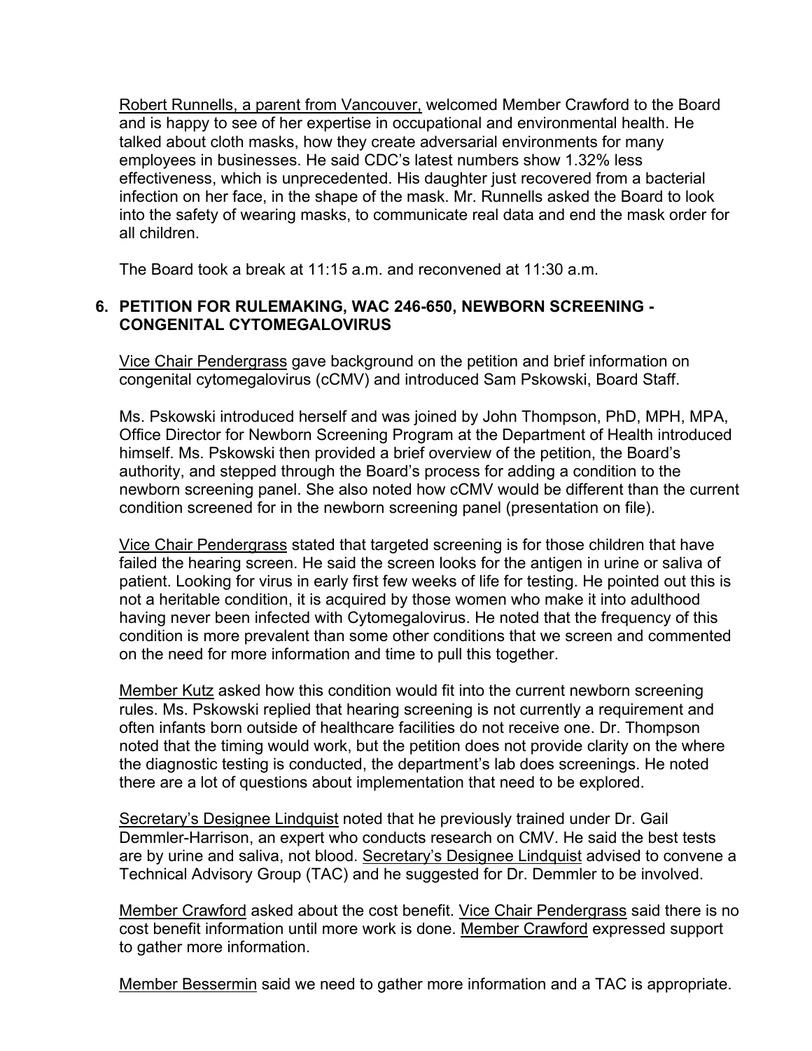Robert Runnells, a parent from Vancouver, welcomed Member Crawford to the Board and is happy to see of her expertise in occupational and environmental health. He talked about cloth masks, how they create adversarial environments for many employees in businesses. He said CDC's latest numbers show 1.32% less effectiveness, which is unprecedented. His daughter just recovered from a bacterial infection on her face, in the shape of the mask. Mr. Runnells asked the Board to look into the safety of wearing masks, to communicate real data and end the mask order for all children.

The Board took a break at 11:15 a.m. and reconvened at 11:30 a.m.

## 6. PETITION FOR RULEMAKING, WAC 246-650, NEWBORN SCREENING - CONGENITAL CYTOMEGALOVIRUS

Vice Chair Pendergrass gave background on the petition and brief information on congenital cytomegalovirus (cCMV) and introduced Sam Pskowski, Board Staff.

Ms. Pskowski introduced herself and was joined by John Thompson, PhD, MPH, MPA, Office Director for Newborn Screening Program at the Department of Health introduced himself. Ms. Pskowski then provided a brief overview of the petition, the Board's authority, and stepped through the Board's process for adding a condition to the newborn screening panel. She also noted how cCMV would be different than the current condition screened for in the newborn screening panel (presentation on file).

Vice Chair Pendergrass stated that targeted screening is for those children that have failed the hearing screen. He said the screen looks for the antigen in urine or saliva of patient. Looking for virus in early first few weeks of life for testing. He pointed out this is not a heritable condition, it is acquired by those women who make it into adulthood having never been infected with Cytomegalovirus. He noted that the frequency of this condition is more prevalent than some other conditions that we screen and commented on the need for more information and time to pull this together.

Member Kutz asked how this condition would fit into the current newborn screening rules. Ms. Pskowski replied that hearing screening is not currently a requirement and often infants born outside of healthcare facilities do not receive one. Dr. Thompson noted that the timing would work, but the petition does not provide clarity on the where the diagnostic testing is conducted, the department's lab does screenings. He noted there are a lot of questions about implementation that need to be explored.

Secretary's Designee Lindquist noted that he previously trained under Dr. Gail Demmler-Harrison, an expert who conducts research on CMV. He said the best tests are by urine and saliva, not blood. Secretary's Designee Lindquist advised to convene a Technical Advisory Group (TAC) and he suggested for Dr. Demmler to be involved.

Member Crawford asked about the cost benefit. Vice Chair Pendergrass said there is no cost benefit information until more work is done. Member Crawford expressed support to gather more information.

Member Bessermin said we need to gather more information and a TAC is appropriate.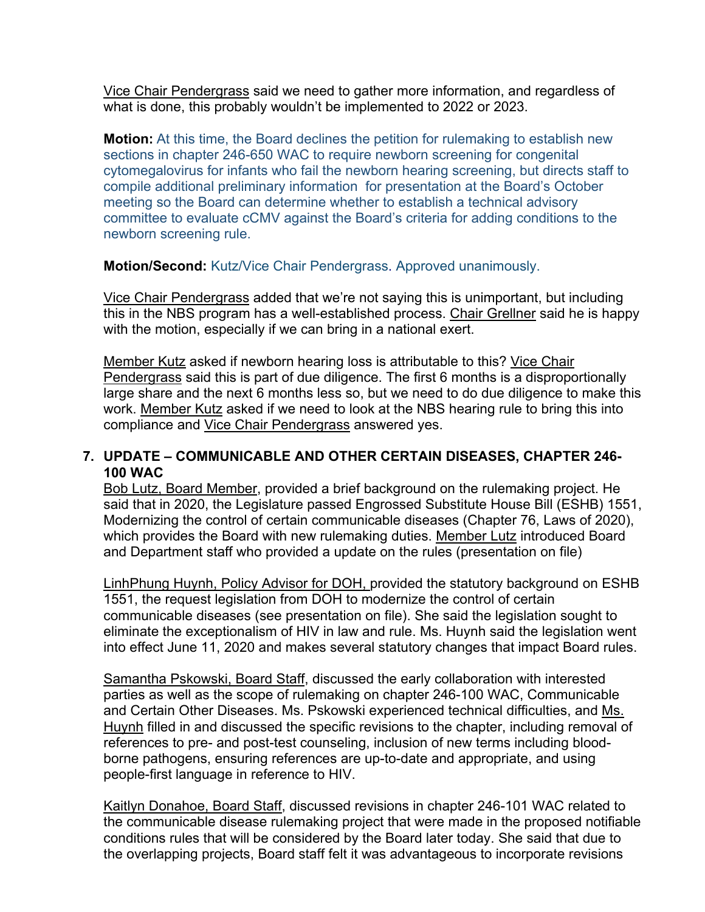Vice Chair Pendergrass said we need to gather more information, and regardless of what is done, this probably wouldn't be implemented to 2022 or 2023.

**Motion:** At this time, the Board declines the petition for rulemaking to establish new sections in chapter 246-650 WAC to require newborn screening for congenital cytomegalovirus for infants who fail the newborn hearing screening, but directs staff to compile additional preliminary information for presentation at the Board's October meeting so the Board can determine whether to establish a technical advisory committee to evaluate cCMV against the Board's criteria for adding conditions to the newborn screening rule.

**Motion/Second:** Kutz/Vice Chair Pendergrass. Approved unanimously.

Vice Chair Pendergrass added that we're not saying this is unimportant, but including this in the NBS program has a well-established process. Chair Grellner said he is happy with the motion, especially if we can bring in a national exert.

Member Kutz asked if newborn hearing loss is attributable to this? Vice Chair Pendergrass said this is part of due diligence. The first 6 months is a disproportionally large share and the next 6 months less so, but we need to do due diligence to make this work. Member Kutz asked if we need to look at the NBS hearing rule to bring this into compliance and Vice Chair Pendergrass answered yes.

**7. UPDATE – COMMUNICABLE AND OTHER CERTAIN DISEASES, CHAPTER 246-100 WAC**

Bob Lutz, Board Member, provided a brief background on the rulemaking project. He said that in 2020, the Legislature passed Engrossed Substitute House Bill (ESHB) 1551, Modernizing the control of certain communicable diseases (Chapter 76, Laws of 2020), which provides the Board with new rulemaking duties. Member Lutz introduced Board and Department staff who provided a update on the rules (presentation on file)

LinhPhung Huynh, Policy Advisor for DOH, provided the statutory background on ESHB 1551, the request legislation from DOH to modernize the control of certain communicable diseases (see presentation on file). She said the legislation sought to eliminate the exceptionalism of HIV in law and rule. Ms. Huynh said the legislation went into effect June 11, 2020 and makes several statutory changes that impact Board rules.

Samantha Pskowski, Board Staff, discussed the early collaboration with interested parties as well as the scope of rulemaking on chapter 246-100 WAC, Communicable and Certain Other Diseases. Ms. Pskowski experienced technical difficulties, and Ms. Huynh filled in and discussed the specific revisions to the chapter, including removal of references to pre- and post-test counseling, inclusion of new terms including blood-borne pathogens, ensuring references are up-to-date and appropriate, and using people-first language in reference to HIV.

Kaitlyn Donahoe, Board Staff, discussed revisions in chapter 246-101 WAC related to the communicable disease rulemaking project that were made in the proposed notifiable conditions rules that will be considered by the Board later today. She said that due to the overlapping projects, Board staff felt it was advantageous to incorporate revisions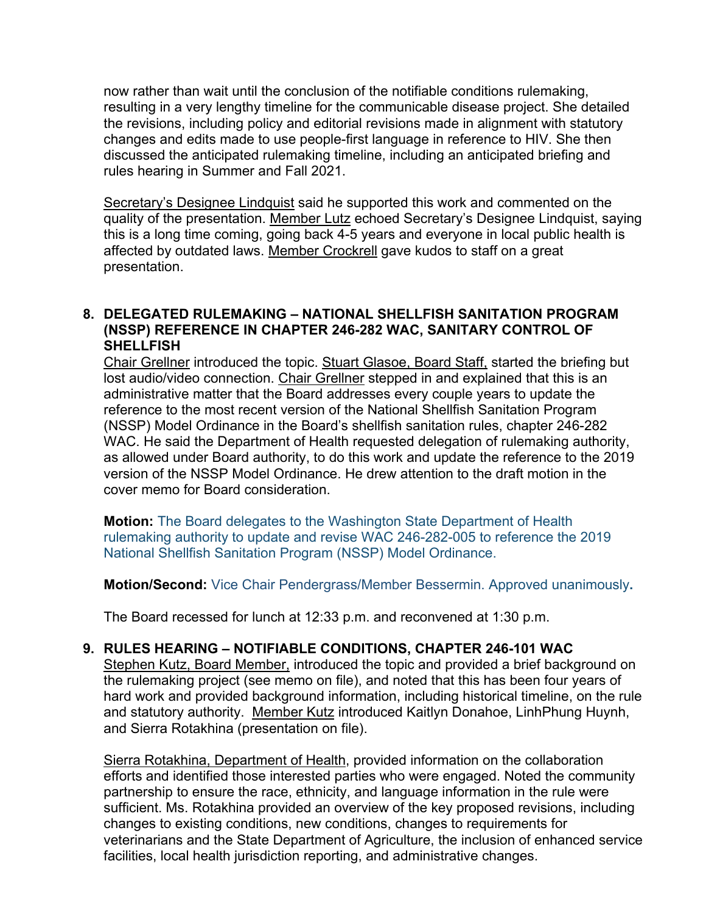now rather than wait until the conclusion of the notifiable conditions rulemaking, resulting in a very lengthy timeline for the communicable disease project. She detailed the revisions, including policy and editorial revisions made in alignment with statutory changes and edits made to use people-first language in reference to HIV. She then discussed the anticipated rulemaking timeline, including an anticipated briefing and rules hearing in Summer and Fall 2021.

Secretary's Designee Lindquist said he supported this work and commented on the quality of the presentation. Member Lutz echoed Secretary's Designee Lindquist, saying this is a long time coming, going back 4-5 years and everyone in local public health is affected by outdated laws. Member Crockrell gave kudos to staff on a great presentation.

## 8. DELEGATED RULEMAKING – NATIONAL SHELLFISH SANITATION PROGRAM (NSSP) REFERENCE IN CHAPTER 246-282 WAC, SANITARY CONTROL OF SHELLFISH

Chair Grellner introduced the topic. Stuart Glasoe, Board Staff, started the briefing but lost audio/video connection. Chair Grellner stepped in and explained that this is an administrative matter that the Board addresses every couple years to update the reference to the most recent version of the National Shellfish Sanitation Program (NSSP) Model Ordinance in the Board's shellfish sanitation rules, chapter 246-282 WAC. He said the Department of Health requested delegation of rulemaking authority, as allowed under Board authority, to do this work and update the reference to the 2019 version of the NSSP Model Ordinance. He drew attention to the draft motion in the cover memo for Board consideration.

**Motion:** The Board delegates to the Washington State Department of Health rulemaking authority to update and revise WAC 246-282-005 to reference the 2019 National Shellfish Sanitation Program (NSSP) Model Ordinance.

**Motion/Second:** Vice Chair Pendergrass/Member Bessermin. Approved unanimously**.**

The Board recessed for lunch at 12:33 p.m. and reconvened at 1:30 p.m.

## 9. RULES HEARING – NOTIFIABLE CONDITIONS, CHAPTER 246-101 WAC

Stephen Kutz, Board Member, introduced the topic and provided a brief background on the rulemaking project (see memo on file), and noted that this has been four years of hard work and provided background information, including historical timeline, on the rule and statutory authority. Member Kutz introduced Kaitlyn Donahoe, LinhPhung Huynh, and Sierra Rotakhina (presentation on file).

Sierra Rotakhina, Department of Health, provided information on the collaboration efforts and identified those interested parties who were engaged. Noted the community partnership to ensure the race, ethnicity, and language information in the rule were sufficient. Ms. Rotakhina provided an overview of the key proposed revisions, including changes to existing conditions, new conditions, changes to requirements for veterinarians and the State Department of Agriculture, the inclusion of enhanced service facilities, local health jurisdiction reporting, and administrative changes.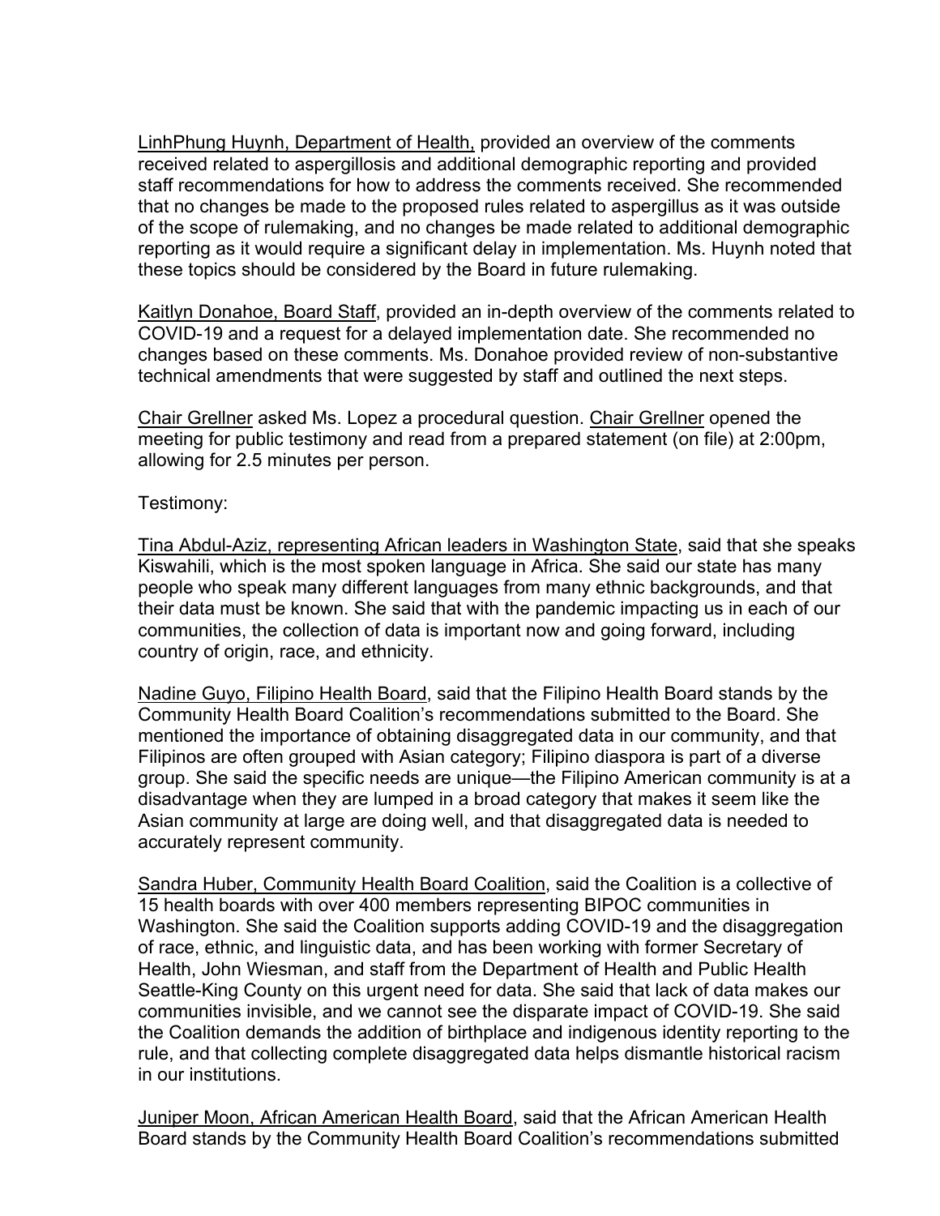LinhPhung Huynh, Department of Health, provided an overview of the comments received related to aspergillosis and additional demographic reporting and provided staff recommendations for how to address the comments received. She recommended that no changes be made to the proposed rules related to aspergillus as it was outside of the scope of rulemaking, and no changes be made related to additional demographic reporting as it would require a significant delay in implementation. Ms. Huynh noted that these topics should be considered by the Board in future rulemaking.

Kaitlyn Donahoe, Board Staff, provided an in-depth overview of the comments related to COVID-19 and a request for a delayed implementation date. She recommended no changes based on these comments. Ms. Donahoe provided review of non-substantive technical amendments that were suggested by staff and outlined the next steps.

Chair Grellner asked Ms. Lopez a procedural question. Chair Grellner opened the meeting for public testimony and read from a prepared statement (on file) at 2:00pm, allowing for 2.5 minutes per person.

Testimony:

Tina Abdul-Aziz, representing African leaders in Washington State, said that she speaks Kiswahili, which is the most spoken language in Africa. She said our state has many people who speak many different languages from many ethnic backgrounds, and that their data must be known. She said that with the pandemic impacting us in each of our communities, the collection of data is important now and going forward, including country of origin, race, and ethnicity.

Nadine Guyo, Filipino Health Board, said that the Filipino Health Board stands by the Community Health Board Coalition's recommendations submitted to the Board. She mentioned the importance of obtaining disaggregated data in our community, and that Filipinos are often grouped with Asian category; Filipino diaspora is part of a diverse group. She said the specific needs are unique—the Filipino American community is at a disadvantage when they are lumped in a broad category that makes it seem like the Asian community at large are doing well, and that disaggregated data is needed to accurately represent community.

Sandra Huber, Community Health Board Coalition, said the Coalition is a collective of 15 health boards with over 400 members representing BIPOC communities in Washington. She said the Coalition supports adding COVID-19 and the disaggregation of race, ethnic, and linguistic data, and has been working with former Secretary of Health, John Wiesman, and staff from the Department of Health and Public Health Seattle-King County on this urgent need for data. She said that lack of data makes our communities invisible, and we cannot see the disparate impact of COVID-19. She said the Coalition demands the addition of birthplace and indigenous identity reporting to the rule, and that collecting complete disaggregated data helps dismantle historical racism in our institutions.

Juniper Moon, African American Health Board, said that the African American Health Board stands by the Community Health Board Coalition's recommendations submitted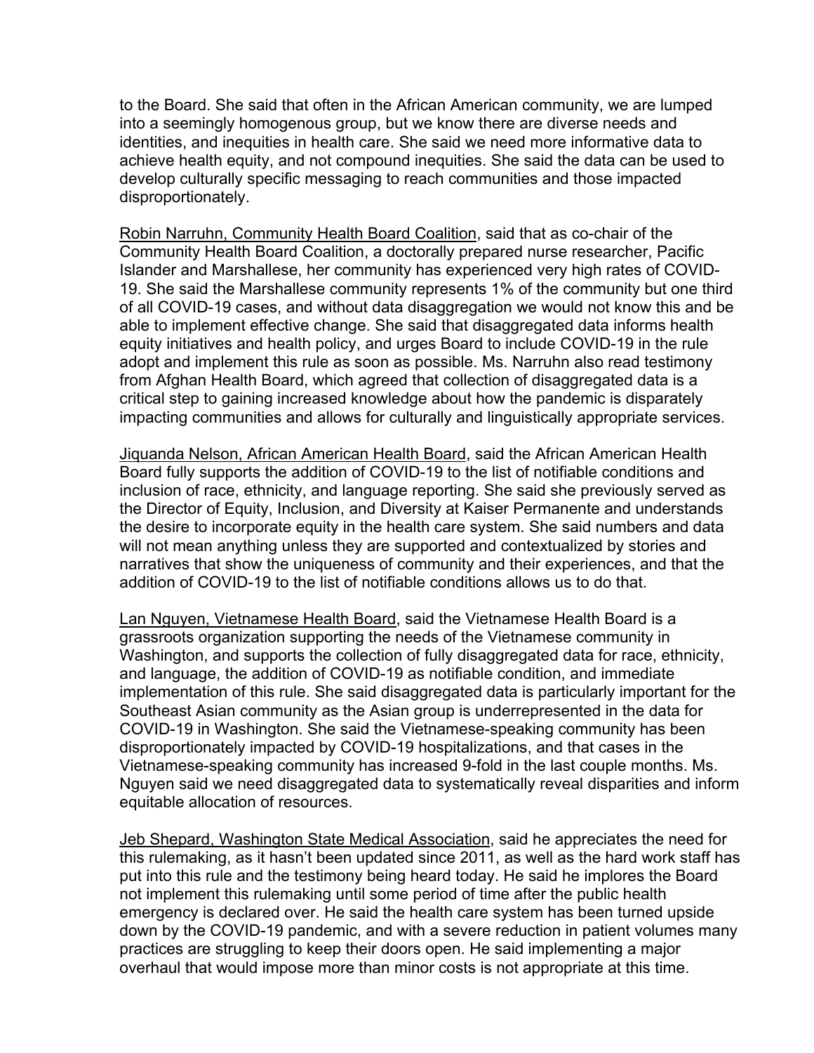to the Board. She said that often in the African American community, we are lumped into a seemingly homogenous group, but we know there are diverse needs and identities, and inequities in health care. She said we need more informative data to achieve health equity, and not compound inequities. She said the data can be used to develop culturally specific messaging to reach communities and those impacted disproportionately.

Robin Narruhn, Community Health Board Coalition, said that as co-chair of the Community Health Board Coalition, a doctorally prepared nurse researcher, Pacific Islander and Marshallese, her community has experienced very high rates of COVID-19. She said the Marshallese community represents 1% of the community but one third of all COVID-19 cases, and without data disaggregation we would not know this and be able to implement effective change. She said that disaggregated data informs health equity initiatives and health policy, and urges Board to include COVID-19 in the rule adopt and implement this rule as soon as possible. Ms. Narruhn also read testimony from Afghan Health Board, which agreed that collection of disaggregated data is a critical step to gaining increased knowledge about how the pandemic is disparately impacting communities and allows for culturally and linguistically appropriate services.

Jiquanda Nelson, African American Health Board, said the African American Health Board fully supports the addition of COVID-19 to the list of notifiable conditions and inclusion of race, ethnicity, and language reporting. She said she previously served as the Director of Equity, Inclusion, and Diversity at Kaiser Permanente and understands the desire to incorporate equity in the health care system. She said numbers and data will not mean anything unless they are supported and contextualized by stories and narratives that show the uniqueness of community and their experiences, and that the addition of COVID-19 to the list of notifiable conditions allows us to do that.

Lan Nguyen, Vietnamese Health Board, said the Vietnamese Health Board is a grassroots organization supporting the needs of the Vietnamese community in Washington, and supports the collection of fully disaggregated data for race, ethnicity, and language, the addition of COVID-19 as notifiable condition, and immediate implementation of this rule. She said disaggregated data is particularly important for the Southeast Asian community as the Asian group is underrepresented in the data for COVID-19 in Washington. She said the Vietnamese-speaking community has been disproportionately impacted by COVID-19 hospitalizations, and that cases in the Vietnamese-speaking community has increased 9-fold in the last couple months. Ms. Nguyen said we need disaggregated data to systematically reveal disparities and inform equitable allocation of resources.

Jeb Shepard, Washington State Medical Association, said he appreciates the need for this rulemaking, as it hasn't been updated since 2011, as well as the hard work staff has put into this rule and the testimony being heard today. He said he implores the Board not implement this rulemaking until some period of time after the public health emergency is declared over. He said the health care system has been turned upside down by the COVID-19 pandemic, and with a severe reduction in patient volumes many practices are struggling to keep their doors open. He said implementing a major overhaul that would impose more than minor costs is not appropriate at this time.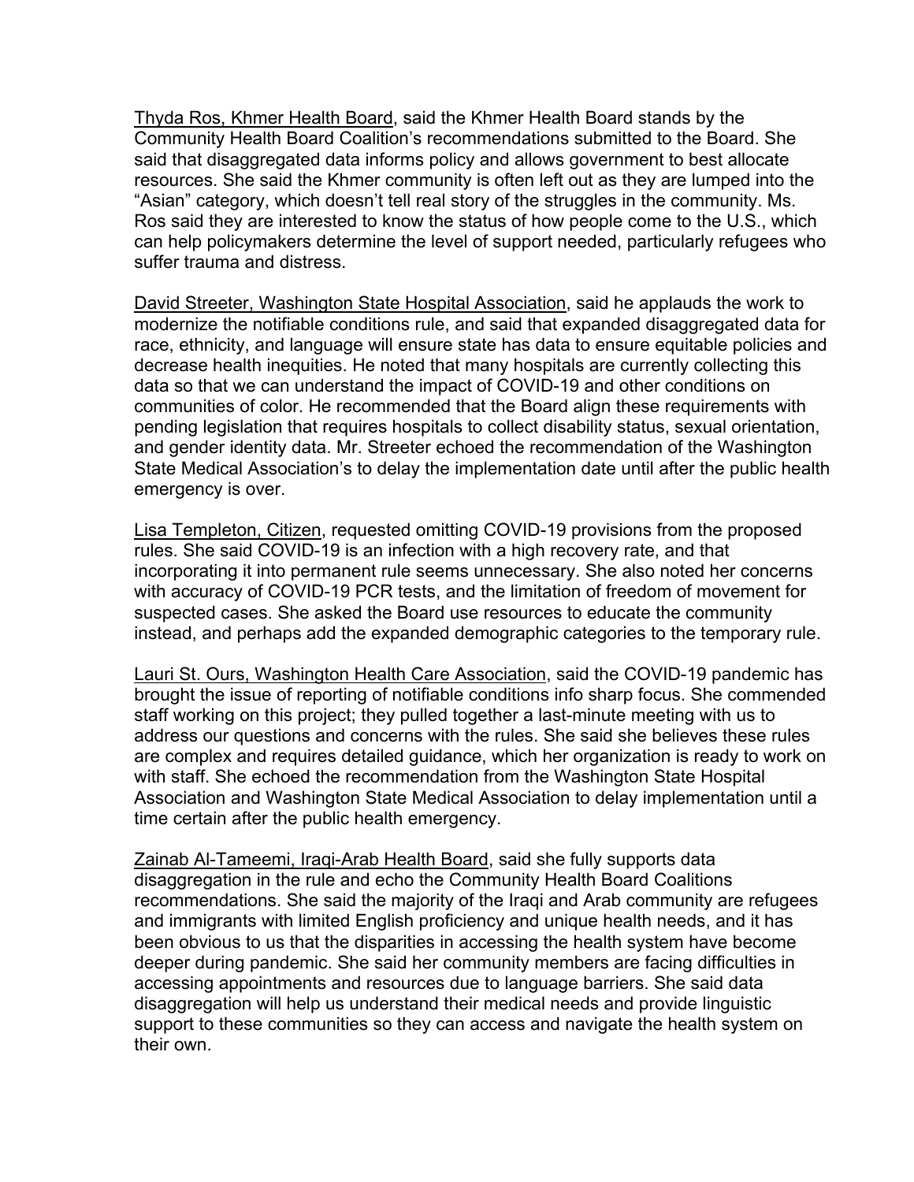Thyda Ros, Khmer Health Board, said the Khmer Health Board stands by the Community Health Board Coalition's recommendations submitted to the Board. She said that disaggregated data informs policy and allows government to best allocate resources. She said the Khmer community is often left out as they are lumped into the "Asian" category, which doesn't tell real story of the struggles in the community. Ms. Ros said they are interested to know the status of how people come to the U.S., which can help policymakers determine the level of support needed, particularly refugees who suffer trauma and distress.

David Streeter, Washington State Hospital Association, said he applauds the work to modernize the notifiable conditions rule, and said that expanded disaggregated data for race, ethnicity, and language will ensure state has data to ensure equitable policies and decrease health inequities. He noted that many hospitals are currently collecting this data so that we can understand the impact of COVID-19 and other conditions on communities of color. He recommended that the Board align these requirements with pending legislation that requires hospitals to collect disability status, sexual orientation, and gender identity data. Mr. Streeter echoed the recommendation of the Washington State Medical Association's to delay the implementation date until after the public health emergency is over.

Lisa Templeton, Citizen, requested omitting COVID-19 provisions from the proposed rules. She said COVID-19 is an infection with a high recovery rate, and that incorporating it into permanent rule seems unnecessary. She also noted her concerns with accuracy of COVID-19 PCR tests, and the limitation of freedom of movement for suspected cases. She asked the Board use resources to educate the community instead, and perhaps add the expanded demographic categories to the temporary rule.

Lauri St. Ours, Washington Health Care Association, said the COVID-19 pandemic has brought the issue of reporting of notifiable conditions info sharp focus. She commended staff working on this project; they pulled together a last-minute meeting with us to address our questions and concerns with the rules. She said she believes these rules are complex and requires detailed guidance, which her organization is ready to work on with staff. She echoed the recommendation from the Washington State Hospital Association and Washington State Medical Association to delay implementation until a time certain after the public health emergency.

Zainab Al-Tameemi, Iraqi-Arab Health Board, said she fully supports data disaggregation in the rule and echo the Community Health Board Coalitions recommendations. She said the majority of the Iraqi and Arab community are refugees and immigrants with limited English proficiency and unique health needs, and it has been obvious to us that the disparities in accessing the health system have become deeper during pandemic. She said her community members are facing difficulties in accessing appointments and resources due to language barriers. She said data disaggregation will help us understand their medical needs and provide linguistic support to these communities so they can access and navigate the health system on their own.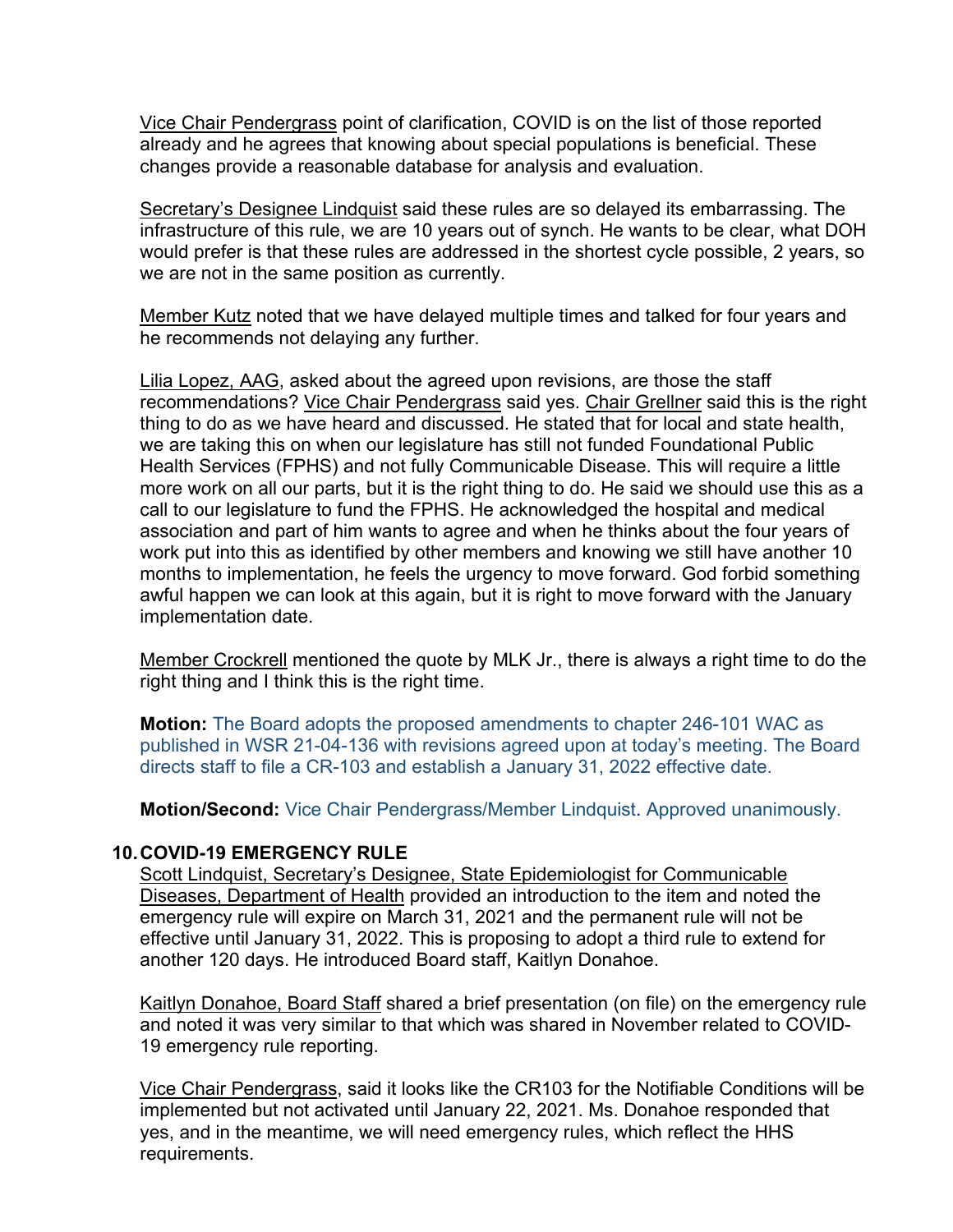Vice Chair Pendergrass point of clarification, COVID is on the list of those reported already and he agrees that knowing about special populations is beneficial. These changes provide a reasonable database for analysis and evaluation.

Secretary's Designee Lindquist said these rules are so delayed its embarrassing. The infrastructure of this rule, we are 10 years out of synch. He wants to be clear, what DOH would prefer is that these rules are addressed in the shortest cycle possible, 2 years, so we are not in the same position as currently.

Member Kutz noted that we have delayed multiple times and talked for four years and he recommends not delaying any further.

Lilia Lopez, AAG, asked about the agreed upon revisions, are those the staff recommendations? Vice Chair Pendergrass said yes. Chair Grellner said this is the right thing to do as we have heard and discussed. He stated that for local and state health, we are taking this on when our legislature has still not funded Foundational Public Health Services (FPHS) and not fully Communicable Disease. This will require a little more work on all our parts, but it is the right thing to do. He said we should use this as a call to our legislature to fund the FPHS. He acknowledged the hospital and medical association and part of him wants to agree and when he thinks about the four years of work put into this as identified by other members and knowing we still have another 10 months to implementation, he feels the urgency to move forward. God forbid something awful happen we can look at this again, but it is right to move forward with the January implementation date.

Member Crockrell mentioned the quote by MLK Jr., there is always a right time to do the right thing and I think this is the right time.

**Motion:** The Board adopts the proposed amendments to chapter 246-101 WAC as published in WSR 21-04-136 with revisions agreed upon at today's meeting. The Board directs staff to file a CR-103 and establish a January 31, 2022 effective date.

**Motion/Second:** Vice Chair Pendergrass/Member Lindquist. Approved unanimously.

## 10. COVID-19 EMERGENCY RULE

Scott Lindquist, Secretary's Designee, State Epidemiologist for Communicable Diseases, Department of Health provided an introduction to the item and noted the emergency rule will expire on March 31, 2021 and the permanent rule will not be effective until January 31, 2022. This is proposing to adopt a third rule to extend for another 120 days. He introduced Board staff, Kaitlyn Donahoe.

Kaitlyn Donahoe, Board Staff shared a brief presentation (on file) on the emergency rule and noted it was very similar to that which was shared in November related to COVID-19 emergency rule reporting.

Vice Chair Pendergrass, said it looks like the CR103 for the Notifiable Conditions will be implemented but not activated until January 22, 2021. Ms. Donahoe responded that yes, and in the meantime, we will need emergency rules, which reflect the HHS requirements.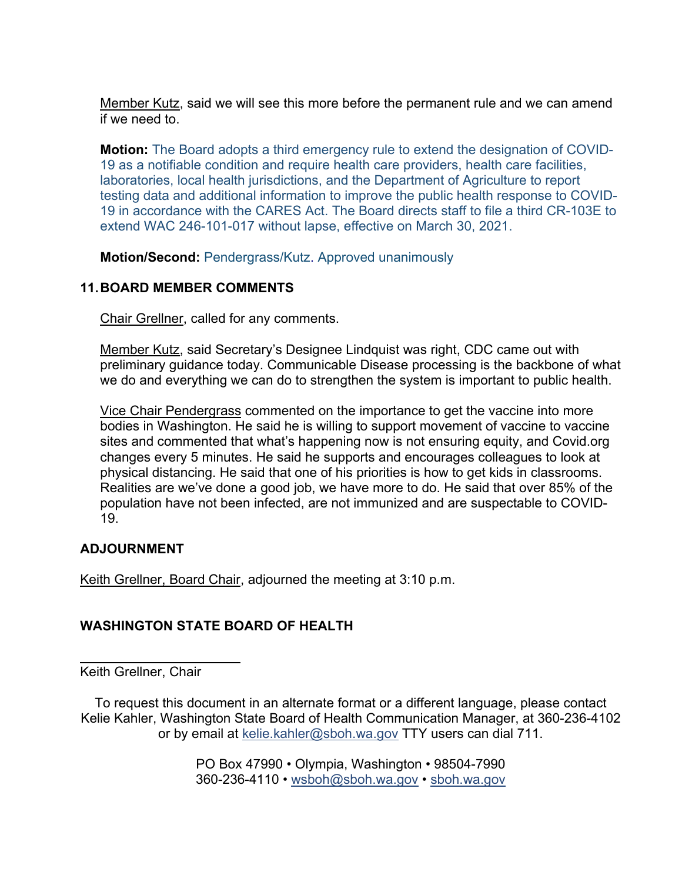Member Kutz, said we will see this more before the permanent rule and we can amend if we need to.

**Motion:** The Board adopts a third emergency rule to extend the designation of COVID-19 as a notifiable condition and require health care providers, health care facilities, laboratories, local health jurisdictions, and the Department of Agriculture to report testing data and additional information to improve the public health response to COVID-19 in accordance with the CARES Act. The Board directs staff to file a third CR-103E to extend WAC 246-101-017 without lapse, effective on March 30, 2021.

**Motion/Second:** Pendergrass/Kutz. Approved unanimously

## 11. BOARD MEMBER COMMENTS

Chair Grellner, called for any comments.

Member Kutz, said Secretary's Designee Lindquist was right, CDC came out with preliminary guidance today. Communicable Disease processing is the backbone of what we do and everything we can do to strengthen the system is important to public health.

Vice Chair Pendergrass commented on the importance to get the vaccine into more bodies in Washington. He said he is willing to support movement of vaccine to vaccine sites and commented that what's happening now is not ensuring equity, and Covid.org changes every 5 minutes. He said he supports and encourages colleagues to look at physical distancing. He said that one of his priorities is how to get kids in classrooms. Realities are we've done a good job, we have more to do. He said that over 85% of the population have not been infected, are not immunized and are suspectable to COVID-19.

## ADJOURNMENT

Keith Grellner, Board Chair, adjourned the meeting at 3:10 p.m.

## WASHINGTON STATE BOARD OF HEALTH

Keith Grellner, Chair

To request this document in an alternate format or a different language, please contact Kelie Kahler, Washington State Board of Health Communication Manager, at 360-236-4102 or by email at kelie.kahler@sboh.wa.gov TTY users can dial 711.

PO Box 47990 • Olympia, Washington • 98504-7990
360-236-4110 • wsboh@sboh.wa.gov • sboh.wa.gov